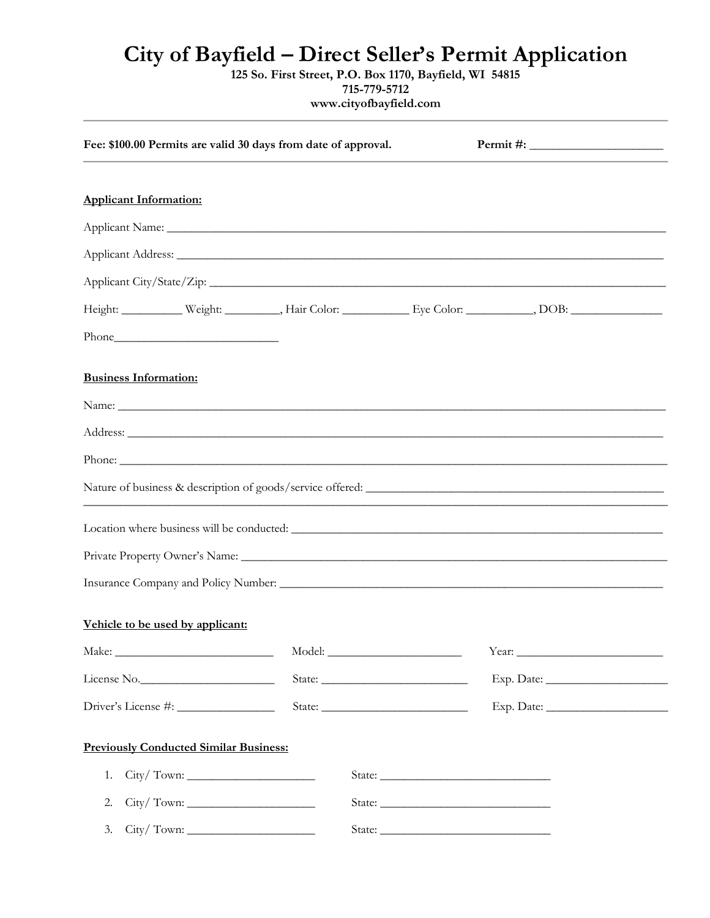# City of Bayfield – Direct Seller's Permit Application

**125 So. First Street, P.O. Box 1170, Bayfield, WI 54815**
**715-779-5712**
**www.cityofbayfield.com**

---

**Fee: $100.00 Permits are valid 30 days from date of approval.** **Permit #:** ____________________

---

**Applicant Information:**

Applicant Name: ____________________________________________________________

Applicant Address: __________________________________________________________

Applicant City/State/Zip: _____________________________________________________

Height: _________ Weight: ________, Hair Color: __________ Eye Color: __________, DOB: ______________

Phone__________________________

**Business Information:**

Name: ____________________________________________________________________

Address: __________________________________________________________________

Phone: ___________________________________________________________________

Nature of business & description of goods/service offered: ___________________________________
______________________________________________________________________________

Location where business will be conducted: ____________________________________________

Private Property Owner's Name: ______________________________________________________

Insurance Company and Policy Number: _______________________________________________

**Vehicle to be used by applicant:**

Make: _________________________ Model: ______________________ Year: ________________________

License No.______________________ State: ________________________ Exp. Date: ____________________

Driver's License #: _______________ State: ________________________ Exp. Date: ____________________

**Previously Conducted Similar Business:**

1. City/ Town: ____________________ State: ___________________________
2. City/ Town: ____________________ State: ___________________________
3. City/ Town: ____________________ State: ___________________________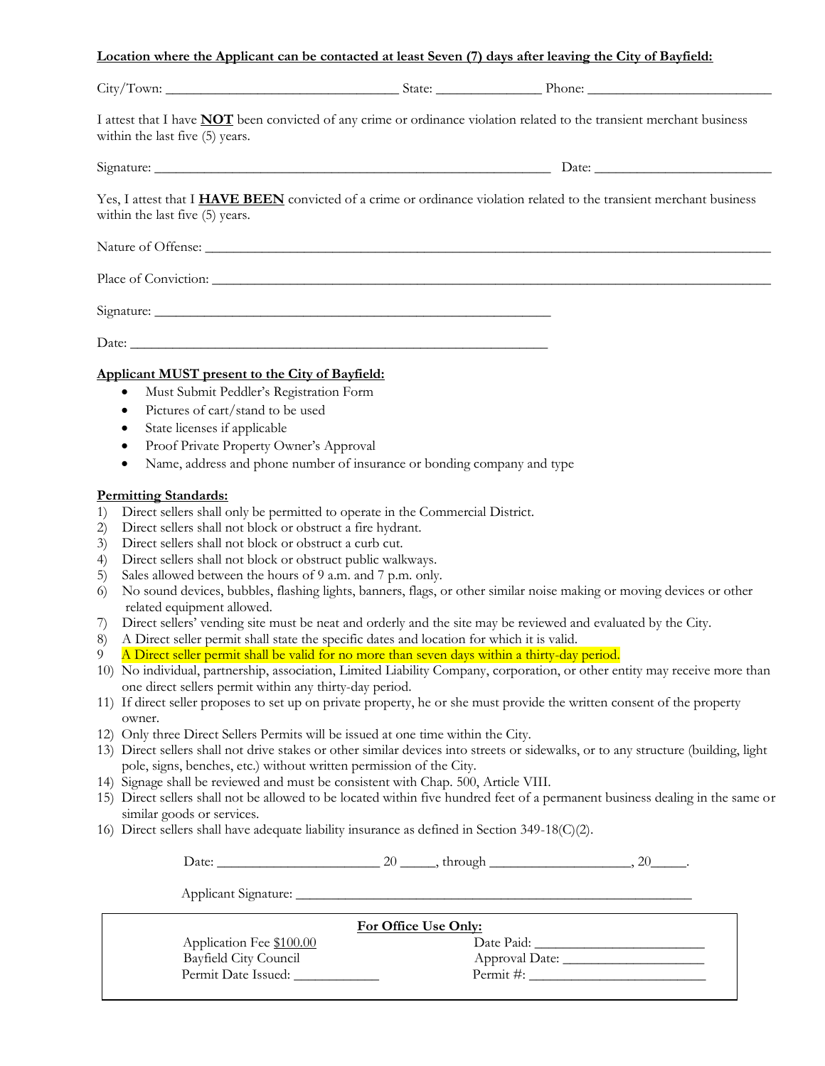**Location where the Applicant can be contacted at least Seven (7) days after leaving the City of Bayfield:**

City/Town: _________________________________ State: _______________ Phone: __________________________

I attest that I have **NOT** been convicted of any crime or ordinance violation related to the transient merchant business within the last five (5) years.

Signature: __________________________________________________________ Date: _________________________

Yes, I attest that I **HAVE BEEN** convicted of a crime or ordinance violation related to the transient merchant business within the last five (5) years.

Nature of Offense: ______________________________________________________________________________

Place of Conviction: _____________________________________________________________________________

Signature: __________________________________________________________

Date: ____________________________________________________________

**Applicant MUST present to the City of Bayfield:**

- Must Submit Peddler's Registration Form
- Pictures of cart/stand to be used
- State licenses if applicable
- Proof Private Property Owner's Approval
- Name, address and phone number of insurance or bonding company and type

**Permitting Standards:**

1) Direct sellers shall only be permitted to operate in the Commercial District.
2) Direct sellers shall not block or obstruct a fire hydrant.
3) Direct sellers shall not block or obstruct a curb cut.
4) Direct sellers shall not block or obstruct public walkways.
5) Sales allowed between the hours of 9 a.m. and 7 p.m. only.
6) No sound devices, bubbles, flashing lights, banners, flags, or other similar noise making or moving devices or other related equipment allowed.
7) Direct sellers' vending site must be neat and orderly and the site may be reviewed and evaluated by the City.
8) A Direct seller permit shall state the specific dates and location for which it is valid.
9 A Direct seller permit shall be valid for no more than seven days within a thirty-day period.
10) No individual, partnership, association, Limited Liability Company, corporation, or other entity may receive more than one direct sellers permit within any thirty-day period.
11) If direct seller proposes to set up on private property, he or she must provide the written consent of the property owner.
12) Only three Direct Sellers Permits will be issued at one time within the City.
13) Direct sellers shall not drive stakes or other similar devices into streets or sidewalks, or to any structure (building, light pole, signs, benches, etc.) without written permission of the City.
14) Signage shall be reviewed and must be consistent with Chap. 500, Article VIII.
15) Direct sellers shall not be allowed to be located within five hundred feet of a permanent business dealing in the same or similar goods or services.
16) Direct sellers shall have adequate liability insurance as defined in Section 349-18(C)(2).

Date: _______________________ 20 _____, through ____________________, 20_____.

Applicant Signature: ________________________________________________________

**For Office Use Only:**

| | |
|---|---|
| Application Fee $100.00 | Date Paid: ________________________ |
| Bayfield City Council | Approval Date: ____________________ |
| Permit Date Issued: ____________ | Permit #: _________________________ |